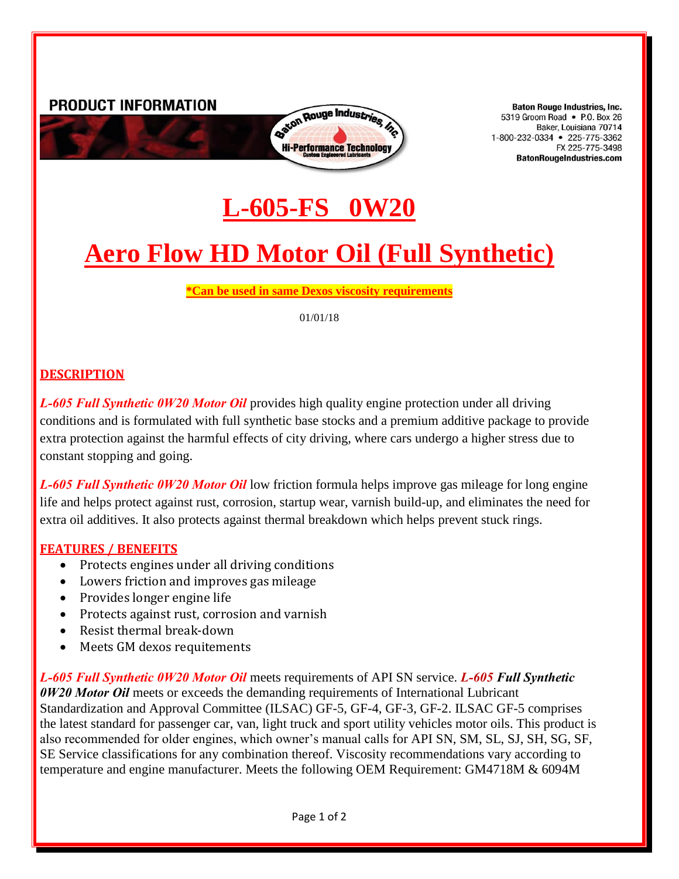**PRODUCT INFORMATION**

**Baton Rouge Industries, Inc.**
5319 Groom Road • P.O. Box 26
Baker, Louisiana 70714
1-800-232-0334 • 225-775-3362
FX 225-775-3498
**BatonRougeIndustries.com**

# L-605-FS 0W20

# Aero Flow HD Motor Oil (Full Synthetic)

**\*Can be used in same Dexos viscosity requirements**

01/01/18

## DESCRIPTION

***L-605 Full Synthetic 0W20 Motor Oil*** provides high quality engine protection under all driving conditions and is formulated with full synthetic base stocks and a premium additive package to provide extra protection against the harmful effects of city driving, where cars undergo a higher stress due to constant stopping and going.

***L-605 Full Synthetic 0W20 Motor Oil*** low friction formula helps improve gas mileage for long engine life and helps protect against rust, corrosion, startup wear, varnish build-up, and eliminates the need for extra oil additives. It also protects against thermal breakdown which helps prevent stuck rings.

## FEATURES / BENEFITS

- Protects engines under all driving conditions
- Lowers friction and improves gas mileage
- Provides longer engine life
- Protects against rust, corrosion and varnish
- Resist thermal break-down
- Meets GM dexos requitements

***L-605 Full Synthetic 0W20 Motor Oil*** meets requirements of API SN service. ***L-605 Full Synthetic 0W20 Motor Oil*** meets or exceeds the demanding requirements of International Lubricant Standardization and Approval Committee (ILSAC) GF-5, GF-4, GF-3, GF-2. ILSAC GF-5 comprises the latest standard for passenger car, van, light truck and sport utility vehicles motor oils. This product is also recommended for older engines, which owner's manual calls for API SN, SM, SL, SJ, SH, SG, SF, SE Service classifications for any combination thereof. Viscosity recommendations vary according to temperature and engine manufacturer. Meets the following OEM Requirement: GM4718M & 6094M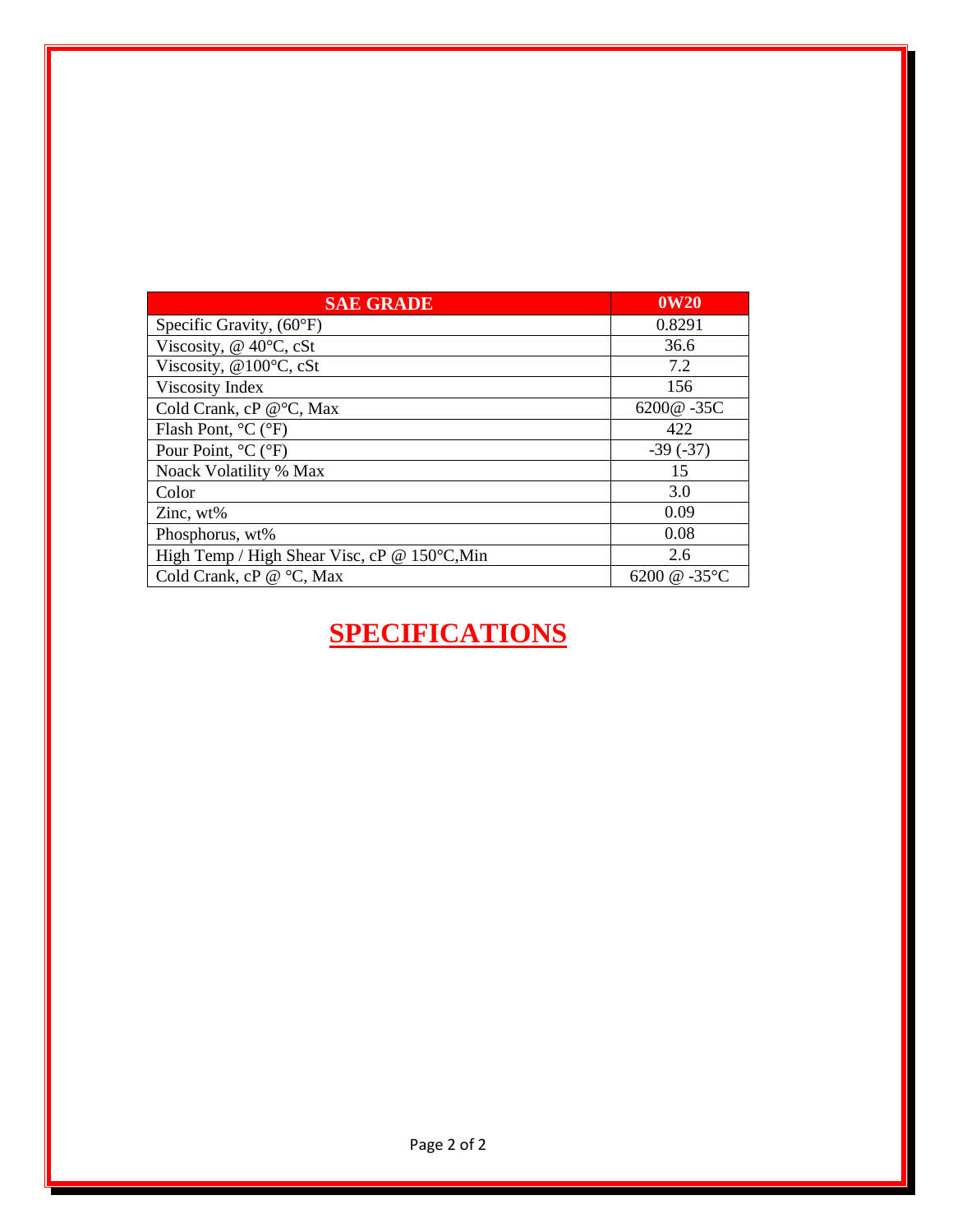| SAE GRADE | 0W20 |
|---|---|
| Specific Gravity, (60°F) | 0.8291 |
| Viscosity, @ 40°C, cSt | 36.6 |
| Viscosity, @100°C, cSt | 7.2 |
| Viscosity Index | 156 |
| Cold Crank, cP @°C, Max | 6200@ -35C |
| Flash Pont, °C (°F) | 422 |
| Pour Point, °C (°F) | -39 (-37) |
| Noack Volatility % Max | 15 |
| Color | 3.0 |
| Zinc, wt% | 0.09 |
| Phosphorus, wt% | 0.08 |
| High Temp / High Shear Visc, cP @ 150°C,Min | 2.6 |
| Cold Crank, cP @ °C, Max | 6200 @ -35°C |

# SPECIFICATIONS